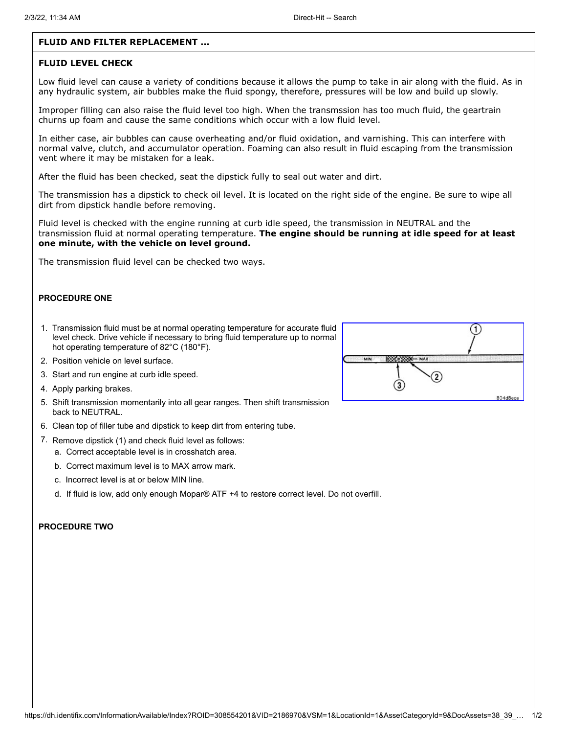## FLUID AND FILTER REPLACEMENT ...

### FLUID LEVEL CHECK

Low fluid level can cause a variety of conditions because it allows the pump to take in air along with the fluid. As in any hydraulic system, air bubbles make the fluid spongy, therefore, pressures will be low and build up slowly.

Improper filling can also raise the fluid level too high. When the transmssion has too much fluid, the geartrain churns up foam and cause the same conditions which occur with a low fluid level.

In either case, air bubbles can cause overheating and/or fluid oxidation, and varnishing. This can interfere with normal valve, clutch, and accumulator operation. Foaming can also result in fluid escaping from the transmission vent where it may be mistaken for a leak.

After the fluid has been checked, seat the dipstick fully to seal out water and dirt.

The transmission has a dipstick to check oil level. It is located on the right side of the engine. Be sure to wipe all dirt from dipstick handle before removing.

Fluid level is checked with the engine running at curb idle speed, the transmission in NEUTRAL and the transmission fluid at normal operating temperature. **The engine should be running at idle speed for at least one minute, with the vehicle on level ground.**

The transmission fluid level can be checked two ways.

#### PROCEDURE ONE

1. Transmission fluid must be at normal operating temperature for accurate fluid level check. Drive vehicle if necessary to bring fluid temperature up to normal hot operating temperature of 82°C (180°F).
2. Position vehicle on level surface.
3. Start and run engine at curb idle speed.
4. Apply parking brakes.
5. Shift transmission momentarily into all gear ranges. Then shift transmission back to NEUTRAL.
6. Clean top of filler tube and dipstick to keep dirt from entering tube.
7. Remove dipstick (1) and check fluid level as follows:
   a. Correct acceptable level is in crosshatch area.
   b. Correct maximum level is to MAX arrow mark.
   c. Incorrect level is at or below MIN line.
   d. If fluid is low, add only enough Mopar® ATF +4 to restore correct level. Do not overfill.

#### PROCEDURE TWO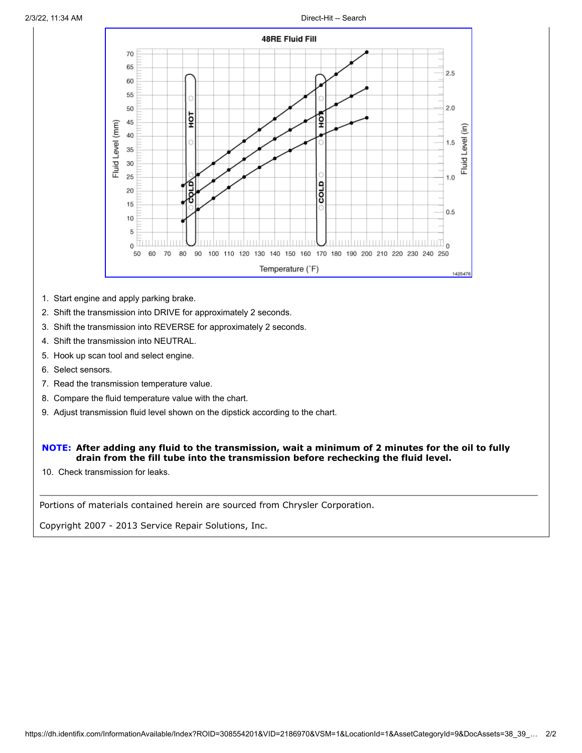48RE Fluid Fill

Fluid Level (mm)

70
65
60
55
50
45
40
35
30
25
20
15
10
5
0

Fluid Level (in)

2.5
2.0
1.5
1.0
0.5
0

HOT
COLD
HOT
COLD

50 60 70 80 90 100 110 120 130 140 150 160 170 180 190 200 210 220 230 240 250

Temperature (˚F)

1425476

1. Start engine and apply parking brake.
2. Shift the transmission into DRIVE for approximately 2 seconds.
3. Shift the transmission into REVERSE for approximately 2 seconds.
4. Shift the transmission into NEUTRAL.
5. Hook up scan tool and select engine.
6. Select sensors.
7. Read the transmission temperature value.
8. Compare the fluid temperature value with the chart.
9. Adjust transmission fluid level shown on the dipstick according to the chart.

**NOTE: After adding any fluid to the transmission, wait a minimum of 2 minutes for the oil to fully drain from the fill tube into the transmission before rechecking the fluid level.**

10. Check transmission for leaks.

---

Portions of materials contained herein are sourced from Chrysler Corporation.

Copyright 2007 - 2013 Service Repair Solutions, Inc.